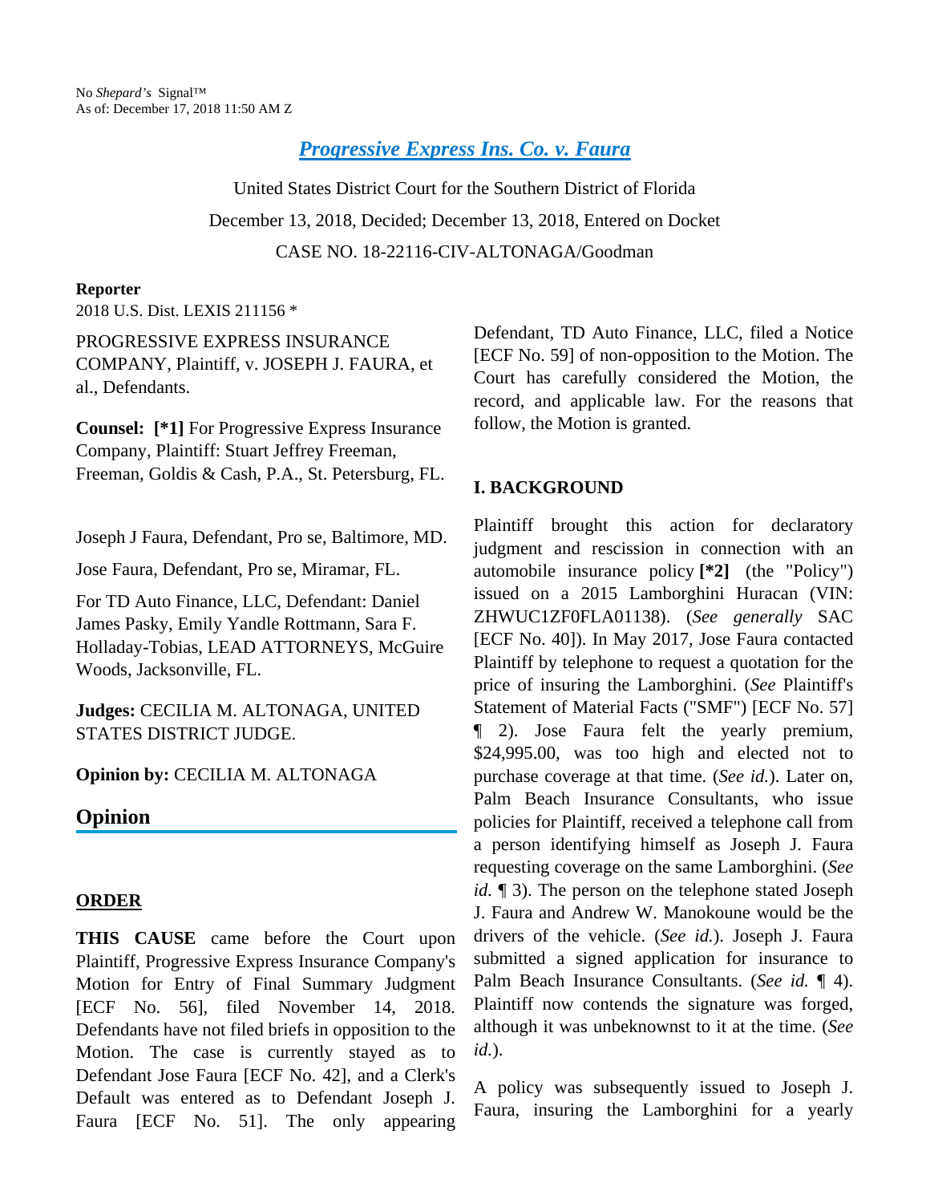No *Shepard's* Signal™
As of: December 17, 2018 11:50 AM Z

# Progressive Express Ins. Co. v. Faura

United States District Court for the Southern District of Florida

December 13, 2018, Decided; December 13, 2018, Entered on Docket

CASE NO. 18-22116-CIV-ALTONAGA/Goodman

**Reporter**

2018 U.S. Dist. LEXIS 211156 *

PROGRESSIVE EXPRESS INSURANCE COMPANY, Plaintiff, v. JOSEPH J. FAURA, et al., Defendants.

**Counsel: [*1]** For Progressive Express Insurance Company, Plaintiff: Stuart Jeffrey Freeman, Freeman, Goldis & Cash, P.A., St. Petersburg, FL.

Joseph J Faura, Defendant, Pro se, Baltimore, MD.

Jose Faura, Defendant, Pro se, Miramar, FL.

For TD Auto Finance, LLC, Defendant: Daniel James Pasky, Emily Yandle Rottmann, Sara F. Holladay-Tobias, LEAD ATTORNEYS, McGuire Woods, Jacksonville, FL.

**Judges:** CECILIA M. ALTONAGA, UNITED STATES DISTRICT JUDGE.

**Opinion by:** CECILIA M. ALTONAGA

## Opinion

### ORDER

**THIS CAUSE** came before the Court upon Plaintiff, Progressive Express Insurance Company's Motion for Entry of Final Summary Judgment [ECF No. 56], filed November 14, 2018. Defendants have not filed briefs in opposition to the Motion. The case is currently stayed as to Defendant Jose Faura [ECF No. 42], and a Clerk's Default was entered as to Defendant Joseph J. Faura [ECF No. 51]. The only appearing Defendant, TD Auto Finance, LLC, filed a Notice [ECF No. 59] of non-opposition to the Motion. The Court has carefully considered the Motion, the record, and applicable law. For the reasons that follow, the Motion is granted.

### I. BACKGROUND

Plaintiff brought this action for declaratory judgment and rescission in connection with an automobile insurance policy **[*2]** (the "Policy") issued on a 2015 Lamborghini Huracan (VIN: ZHWUC1ZF0FLA01138). (*See generally* SAC [ECF No. 40]). In May 2017, Jose Faura contacted Plaintiff by telephone to request a quotation for the price of insuring the Lamborghini. (*See* Plaintiff's Statement of Material Facts ("SMF") [ECF No. 57] ¶ 2). Jose Faura felt the yearly premium, $24,995.00, was too high and elected not to purchase coverage at that time. (*See id.*). Later on, Palm Beach Insurance Consultants, who issue policies for Plaintiff, received a telephone call from a person identifying himself as Joseph J. Faura requesting coverage on the same Lamborghini. (*See id.* ¶ 3). The person on the telephone stated Joseph J. Faura and Andrew W. Manokoune would be the drivers of the vehicle. (*See id.*). Joseph J. Faura submitted a signed application for insurance to Palm Beach Insurance Consultants. (*See id.* ¶ 4). Plaintiff now contends the signature was forged, although it was unbeknownst to it at the time. (*See id.*).

A policy was subsequently issued to Joseph J. Faura, insuring the Lamborghini for a yearly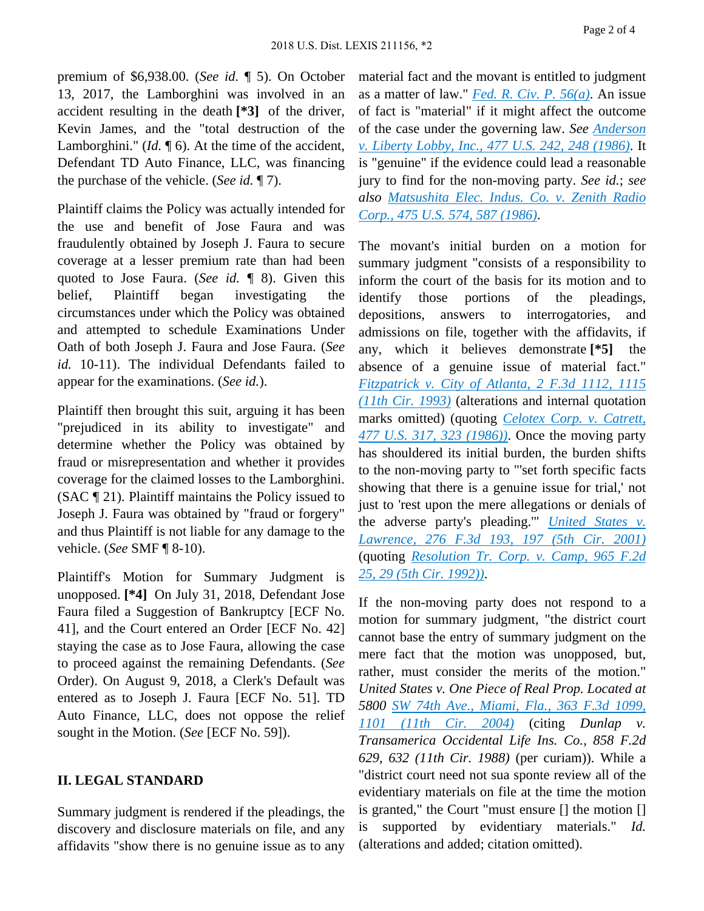premium of $6,938.00. (*See id.* ¶ 5). On October 13, 2017, the Lamborghini was involved in an accident resulting in the death **[*3]** of the driver, Kevin James, and the "total destruction of the Lamborghini." (*Id.* ¶ 6). At the time of the accident, Defendant TD Auto Finance, LLC, was financing the purchase of the vehicle. (*See id.* ¶ 7).

Plaintiff claims the Policy was actually intended for the use and benefit of Jose Faura and was fraudulently obtained by Joseph J. Faura to secure coverage at a lesser premium rate than had been quoted to Jose Faura. (*See id.* ¶ 8). Given this belief, Plaintiff began investigating the circumstances under which the Policy was obtained and attempted to schedule Examinations Under Oath of both Joseph J. Faura and Jose Faura. (*See id.* 10-11). The individual Defendants failed to appear for the examinations. (*See id.*).

Plaintiff then brought this suit, arguing it has been "prejudiced in its ability to investigate" and determine whether the Policy was obtained by fraud or misrepresentation and whether it provides coverage for the claimed losses to the Lamborghini. (SAC ¶ 21). Plaintiff maintains the Policy issued to Joseph J. Faura was obtained by "fraud or forgery" and thus Plaintiff is not liable for any damage to the vehicle. (*See* SMF ¶ 8-10).

Plaintiff's Motion for Summary Judgment is unopposed. **[*4]** On July 31, 2018, Defendant Jose Faura filed a Suggestion of Bankruptcy [ECF No. 41], and the Court entered an Order [ECF No. 42] staying the case as to Jose Faura, allowing the case to proceed against the remaining Defendants. (*See* Order). On August 9, 2018, a Clerk's Default was entered as to Joseph J. Faura [ECF No. 51]. TD Auto Finance, LLC, does not oppose the relief sought in the Motion. (*See* [ECF No. 59]).

## II. LEGAL STANDARD

Summary judgment is rendered if the pleadings, the discovery and disclosure materials on file, and any affidavits "show there is no genuine issue as to any material fact and the movant is entitled to judgment as a matter of law." *Fed. R. Civ. P. 56(a)*. An issue of fact is "material" if it might affect the outcome of the case under the governing law. *See Anderson v. Liberty Lobby, Inc., 477 U.S. 242, 248 (1986)*. It is "genuine" if the evidence could lead a reasonable jury to find for the non-moving party. *See id.*; *see also Matsushita Elec. Indus. Co. v. Zenith Radio Corp., 475 U.S. 574, 587 (1986)*.

The movant's initial burden on a motion for summary judgment "consists of a responsibility to inform the court of the basis for its motion and to identify those portions of the pleadings, depositions, answers to interrogatories, and admissions on file, together with the affidavits, if any, which it believes demonstrate **[*5]** the absence of a genuine issue of material fact." *Fitzpatrick v. City of Atlanta, 2 F.3d 1112, 1115 (11th Cir. 1993)* (alterations and internal quotation marks omitted) (quoting *Celotex Corp. v. Catrett, 477 U.S. 317, 323 (1986)*). Once the moving party has shouldered its initial burden, the burden shifts to the non-moving party to "'set forth specific facts showing that there is a genuine issue for trial,' not just to 'rest upon the mere allegations or denials of the adverse party's pleading.'" *United States v. Lawrence, 276 F.3d 193, 197 (5th Cir. 2001)* (quoting *Resolution Tr. Corp. v. Camp, 965 F.2d 25, 29 (5th Cir. 1992)*).

If the non-moving party does not respond to a motion for summary judgment, "the district court cannot base the entry of summary judgment on the mere fact that the motion was unopposed, but, rather, must consider the merits of the motion." *United States v. One Piece of Real Prop. Located at 5800 SW 74th Ave., Miami, Fla., 363 F.3d 1099, 1101 (11th Cir. 2004)* (citing *Dunlap v. Transamerica Occidental Life Ins. Co., 858 F.2d 629, 632 (11th Cir. 1988)* (per curiam)). While a "district court need not sua sponte review all of the evidentiary materials on file at the time the motion is granted," the Court "must ensure [] the motion [] is supported by evidentiary materials." *Id.* (alterations and added; citation omitted).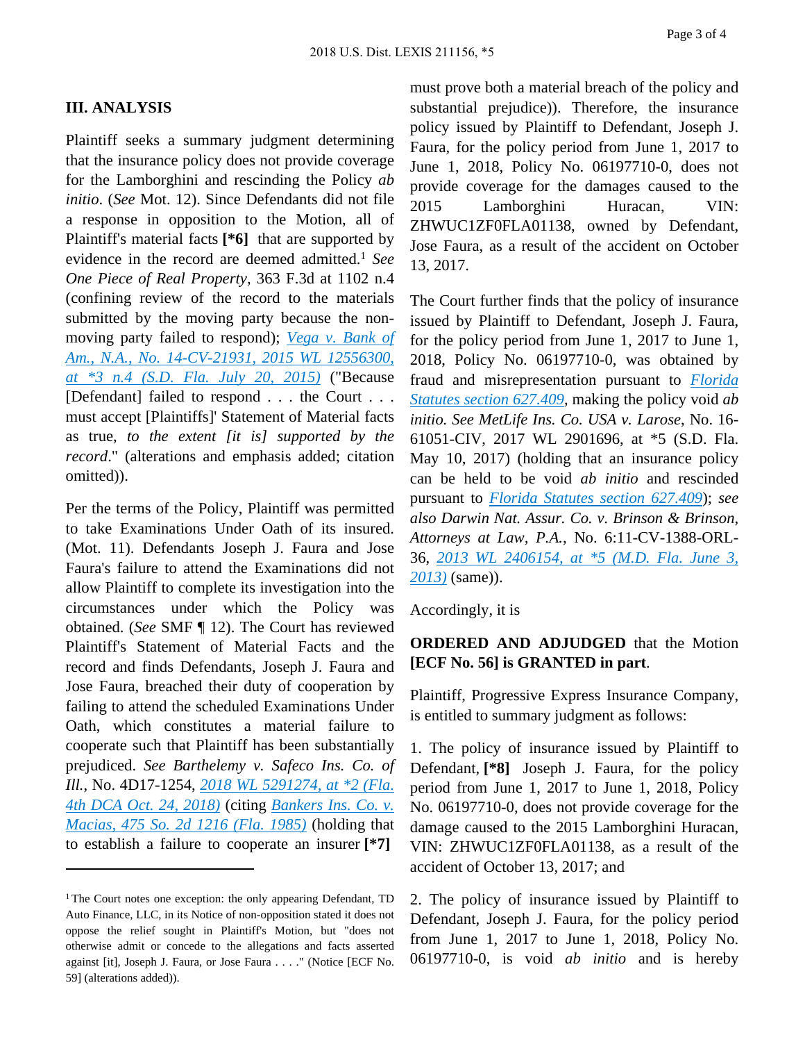## III. ANALYSIS

Plaintiff seeks a summary judgment determining that the insurance policy does not provide coverage for the Lamborghini and rescinding the Policy *ab initio*. (*See* Mot. 12). Since Defendants did not file a response in opposition to the Motion, all of Plaintiff's material facts **[*6]** that are supported by evidence in the record are deemed admitted.[1] *See One Piece of Real Property*, 363 F.3d at 1102 n.4 (confining review of the record to the materials submitted by the moving party because the non-moving party failed to respond); *Vega v. Bank of Am., N.A., No. 14-CV-21931, 2015 WL 12556300, at *3 n.4 (S.D. Fla. July 20, 2015)* ("Because [Defendant] failed to respond . . . the Court . . . must accept [Plaintiffs]' Statement of Material facts as true, *to the extent [it is] supported by the record*." (alterations and emphasis added; citation omitted)).

Per the terms of the Policy, Plaintiff was permitted to take Examinations Under Oath of its insured. (Mot. 11). Defendants Joseph J. Faura and Jose Faura's failure to attend the Examinations did not allow Plaintiff to complete its investigation into the circumstances under which the Policy was obtained. (*See* SMF ¶ 12). The Court has reviewed Plaintiff's Statement of Material Facts and the record and finds Defendants, Joseph J. Faura and Jose Faura, breached their duty of cooperation by failing to attend the scheduled Examinations Under Oath, which constitutes a material failure to cooperate such that Plaintiff has been substantially prejudiced. *See Barthelemy v. Safeco Ins. Co. of Ill.*, No. 4D17-1254, *2018 WL 5291274, at *2 (Fla. 4th DCA Oct. 24, 2018)* (citing *Bankers Ins. Co. v. Macias, 475 So. 2d 1216 (Fla. 1985)* (holding that to establish a failure to cooperate an insurer **[*7]** must prove both a material breach of the policy and substantial prejudice)). Therefore, the insurance policy issued by Plaintiff to Defendant, Joseph J. Faura, for the policy period from June 1, 2017 to June 1, 2018, Policy No. 06197710-0, does not provide coverage for the damages caused to the 2015 Lamborghini Huracan, VIN: ZHWUC1ZF0FLA01138, owned by Defendant, Jose Faura, as a result of the accident on October 13, 2017.

The Court further finds that the policy of insurance issued by Plaintiff to Defendant, Joseph J. Faura, for the policy period from June 1, 2017 to June 1, 2018, Policy No. 06197710-0, was obtained by fraud and misrepresentation pursuant to *Florida Statutes section 627.409*, making the policy void *ab initio. See MetLife Ins. Co. USA v. Larose*, No. 16-61051-CIV, 2017 WL 2901696, at *5 (S.D. Fla. May 10, 2017) (holding that an insurance policy can be held to be void *ab initio* and rescinded pursuant to *Florida Statutes section 627.409*); *see also Darwin Nat. Assur. Co. v. Brinson & Brinson, Attorneys at Law, P.A.*, No. 6:11-CV-1388-ORL-36, *2013 WL 2406154, at *5 (M.D. Fla. June 3, 2013)* (same)).

Accordingly, it is

**ORDERED AND ADJUDGED** that the Motion **[ECF No. 56] is GRANTED in part**.

Plaintiff, Progressive Express Insurance Company, is entitled to summary judgment as follows:

1. The policy of insurance issued by Plaintiff to Defendant, **[*8]** Joseph J. Faura, for the policy period from June 1, 2017 to June 1, 2018, Policy No. 06197710-0, does not provide coverage for the damage caused to the 2015 Lamborghini Huracan, VIN: ZHWUC1ZF0FLA01138, as a result of the accident of October 13, 2017; and

2. The policy of insurance issued by Plaintiff to Defendant, Joseph J. Faura, for the policy period from June 1, 2017 to June 1, 2018, Policy No. 06197710-0, is void *ab initio* and is hereby

---

[1] The Court notes one exception: the only appearing Defendant, TD Auto Finance, LLC, in its Notice of non-opposition stated it does not oppose the relief sought in Plaintiff's Motion, but "does not otherwise admit or concede to the allegations and facts asserted against [it], Joseph J. Faura, or Jose Faura . . . ." (Notice [ECF No. 59] (alterations added)).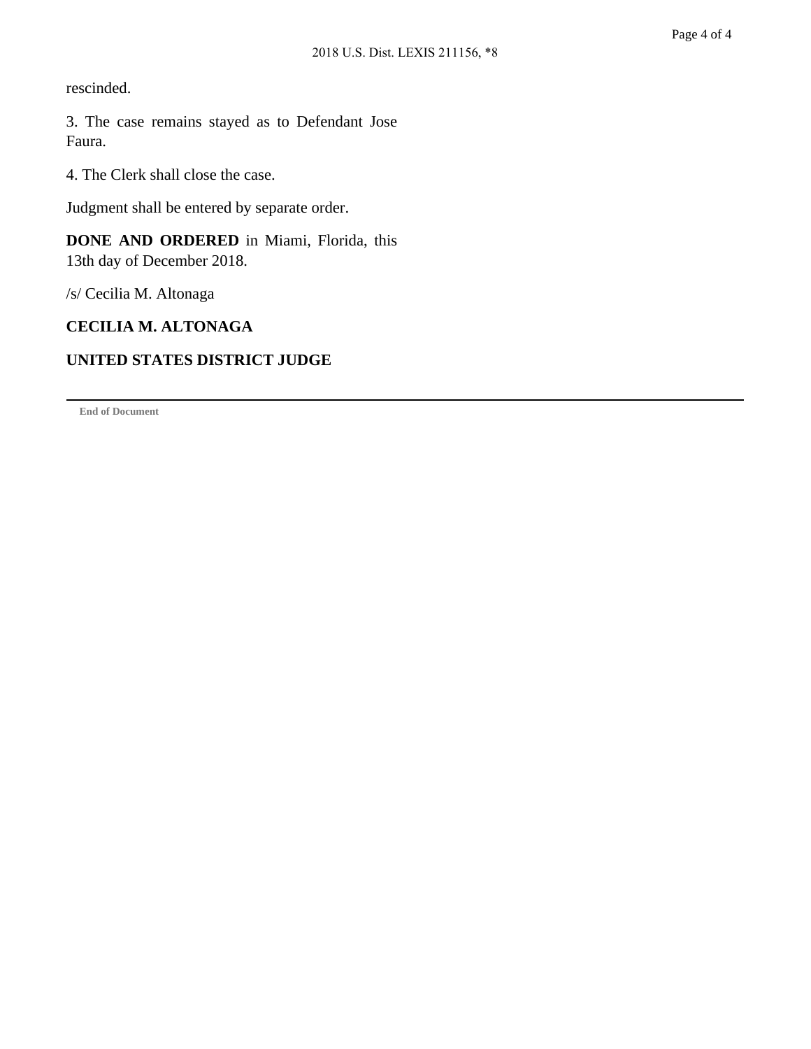rescinded.

3. The case remains stayed as to Defendant Jose Faura.

4. The Clerk shall close the case.

Judgment shall be entered by separate order.

**DONE AND ORDERED** in Miami, Florida, this 13th day of December 2018.

/s/ Cecilia M. Altonaga

**CECILIA M. ALTONAGA**

**UNITED STATES DISTRICT JUDGE**

---

End of Document